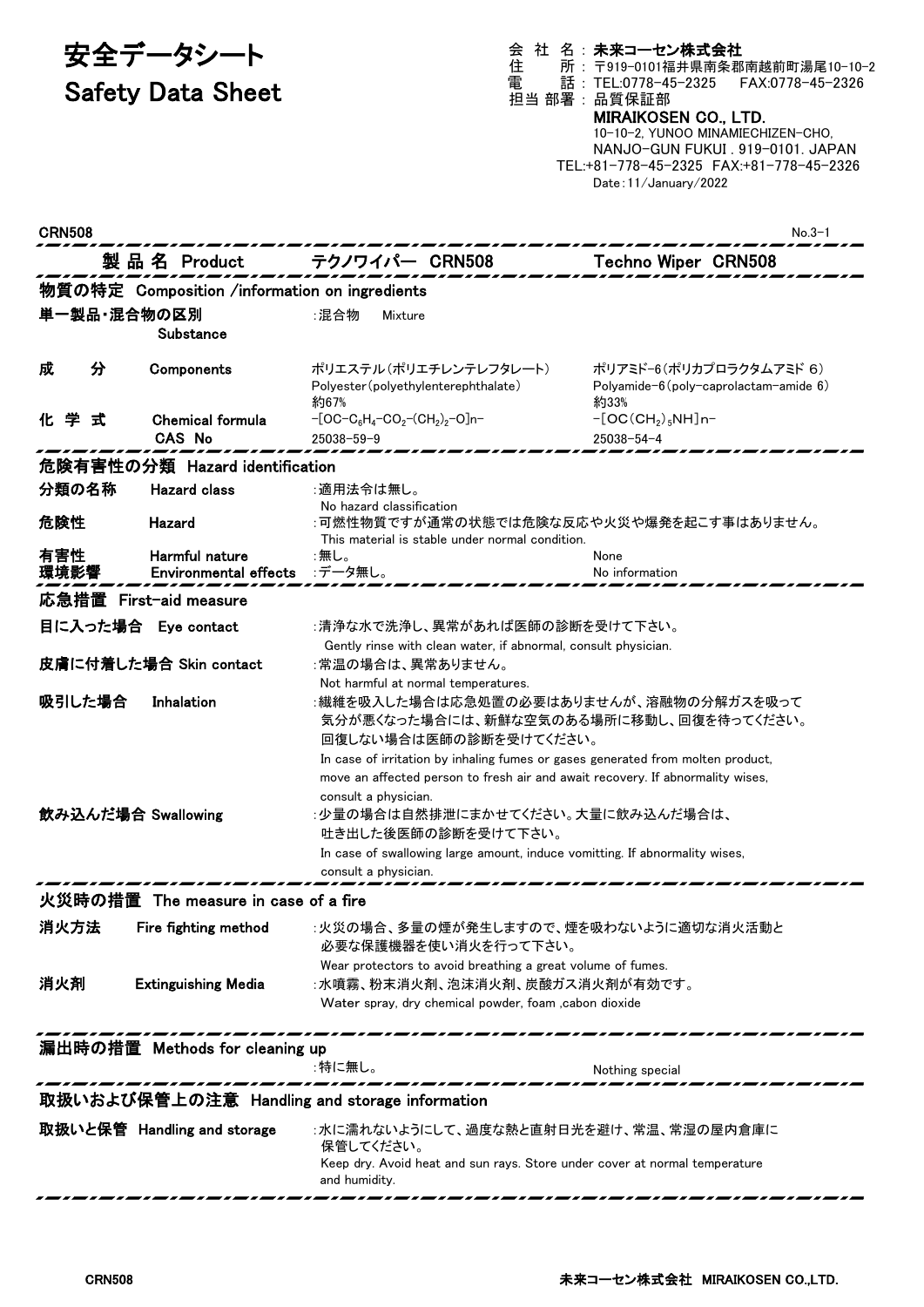# 安全データシート
# Safety Data Sheet

会 社 名：**未来コーセン株式会社**
住　　所：〒919-0101福井県南条郡南越前町湯尾10-10-2
電　　話：TEL:0778-45-2325　FAX:0778-45-2326
担当 部署：品質保証部

**MIRAIKOSEN CO., LTD.**
10-10-2, YUNOO MINAMIECHIZEN-CHO,
NANJO-GUN FUKUI . 919-0101. JAPAN
TEL:+81-778-45-2325　FAX:+81-778-45-2326
Date：11/January/2022

CRN508　　No.3-1

## 製品名 Product　テクノワイパー CRN508　Techno Wiper CRN508

## 物質の特定 Composition /information on ingredients

| | | | |
|---|---|---|---|
| 単一製品・混合物の区別 Substance | | :混合物　Mixture | |
| 成　分 | Components | ポリエステル(ポリエチレンテレフタレート) Polyester(polyethyleneterephthalate) 約67% | ポリアミド-6(ポリカプロラクタムアミド 6) Polyamide-6(poly-caprolactam-amide 6) 約33% |
| 化 学 式 | Chemical formula | $-[OC-C_6H_4-CO_2-(CH_2)_2-O]n-$ | $-[OC(CH_2)_5NH]n-$ |
| | CAS No | 25038-59-9 | 25038-54-4 |

## 危険有害性の分類 Hazard identification

| | | | |
|---|---|---|---|
| 分類の名称 | Hazard class | :適用法令は無し。 No hazard classification | |
| 危険性 | Hazard | :可燃性物質ですが通常の状態では危険な反応や火災や爆発を起こす事はありません。 This material is stable under normal condition. | |
| 有害性 | Harmful nature | :無し。 | None |
| 環境影響 | Environmental effects | :データ無し。 | No information |

## 応急措置 First-aid measure

**目に入った場合 Eye contact**
:清浄な水で洗浄し、異常があれば医師の診断を受けて下さい。
Gently rinse with clean water, if abnormal, consult physician.

**皮膚に付着した場合 Skin contact**
:常温の場合は、異常ありません。
Not harmful at normal temperatures.

**吸引した場合 Inhalation**
:繊維を吸入した場合は応急処置の必要はありませんが、溶融物の分解ガスを吸って気分が悪くなった場合には、新鮮な空気のある場所に移動し、回復を待ってください。回復しない場合は医師の診断を受けてください。
In case of irritation by inhaling fumes or gases generated from molten product, move an affected person to fresh air and await recovery. If abnormality wises, consult a physician.

**飲み込んだ場合 Swallowing**
:少量の場合は自然排泄にまかせてください。大量に飲み込んだ場合は、吐き出した後医師の診断を受けて下さい。
In case of swallowing large amount, induce vomitting. If abnormality wises, consult a physician.

## 火災時の措置 The measure in case of a fire

**消火方法 Fire fighting method**
:火災の場合、多量の煙が発生しますので、煙を吸わないように適切な消火活動と必要な保護機器を使い消火を行って下さい。
Wear protectors to avoid breathing a great volume of fumes.

**消火剤 Extinguishing Media**
:水噴霧、粉末消火剤、泡沫消火剤、炭酸ガス消火剤が有効です。
Water spray, dry chemical powder, foam ,cabon dioxide

## 漏出時の措置 Methods for cleaning up

:特に無し。　Nothing special

## 取扱いおよび保管上の注意 Handling and storage information

**取扱いと保管 Handling and storage**
:水に濡れないようにして、過度な熱と直射日光を避け、常温、常湿の屋内倉庫に保管してください。
Keep dry. Avoid heat and sun rays. Store under cover at normal temperature and humidity.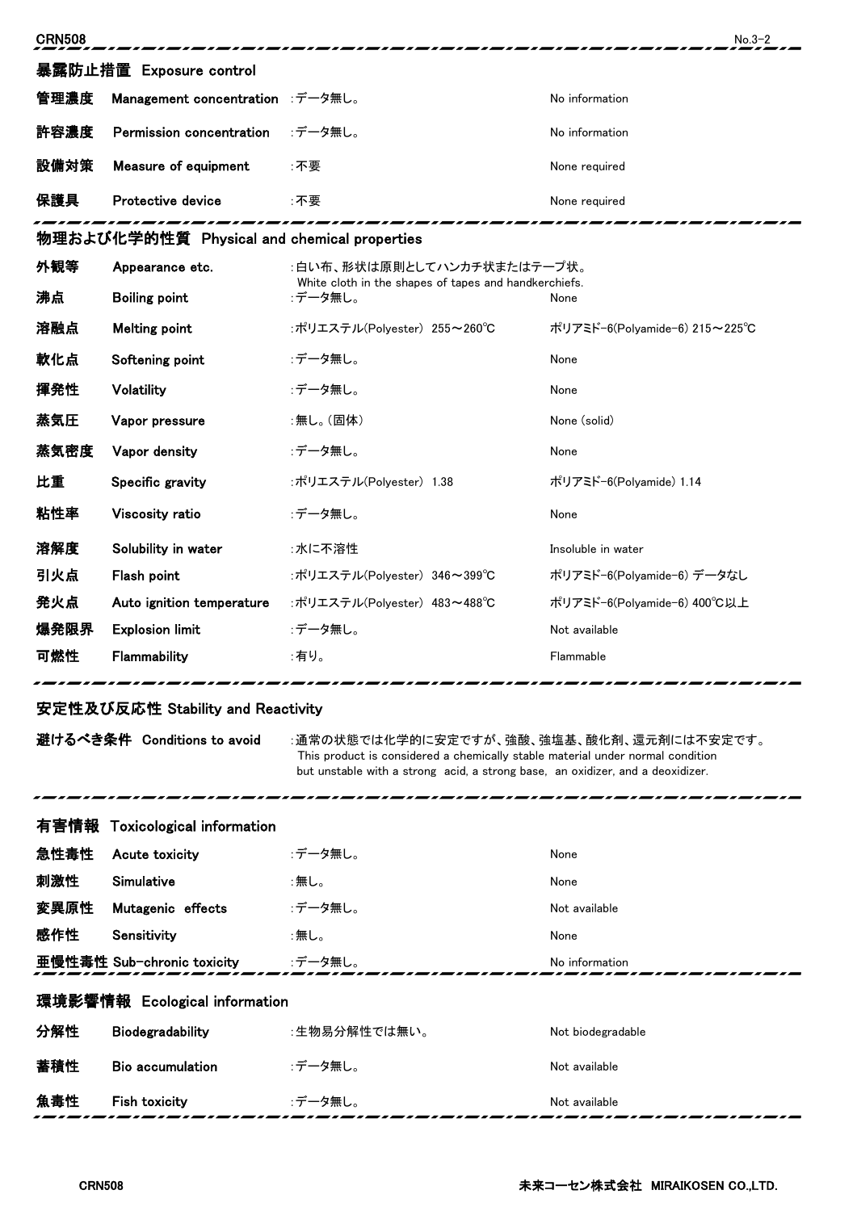## 暴露防止措置 Exposure control

| | | | |
|---|---|---|---|
| 管理濃度 | Management concentration | :データ無し。 | No information |
| 許容濃度 | Permission concentration | :データ無し。 | No information |
| 設備対策 | Measure of equipment | :不要 | None required |
| 保護具 | Protective device | :不要 | None required |

## 物理および化学的性質 Physical and chemical properties

| | | | |
|---|---|---|---|
| 外観等 | Appearance etc. | :白い布、形状は原則としてハンカチ状またはテープ状。 White cloth in the shapes of tapes and handkerchiefs. | |
| 沸点 | Boiling point | :データ無し。 | None |
| 溶融点 | Melting point | :ポリエステル(Polyester) 255～260℃ | ポリアミド-6(Polyamide-6) 215～225℃ |
| 軟化点 | Softening point | :データ無し。 | None |
| 揮発性 | Volatility | :データ無し。 | None |
| 蒸気圧 | Vapor pressure | :無し。(固体) | None (solid) |
| 蒸気密度 | Vapor density | :データ無し。 | None |
| 比重 | Specific gravity | :ポリエステル(Polyester) 1.38 | ポリアミド-6(Polyamide) 1.14 |
| 粘性率 | Viscosity ratio | :データ無し。 | None |
| 溶解度 | Solubility in water | :水に不溶性 | Insoluble in water |
| 引火点 | Flash point | :ポリエステル(Polyester) 346～399℃ | ポリアミド-6(Polyamide-6) データなし |
| 発火点 | Auto ignition temperature | :ポリエステル(Polyester) 483～488℃ | ポリアミド-6(Polyamide-6) 400℃以上 |
| 爆発限界 | Explosion limit | :データ無し。 | Not available |
| 可燃性 | Flammability | :有り。 | Flammable |

## 安定性及び反応性 Stability and Reactivity

**避けるべき条件 Conditions to avoid** :通常の状態では化学的に安定ですが、強酸、強塩基、酸化剤、還元剤には不安定です。
This product is considered a chemically stable material under normal condition but unstable with a strong acid, a strong base, an oxidizer, and a deoxidizer.

## 有害情報 Toxicological information

| | | | |
|---|---|---|---|
| 急性毒性 | Acute toxicity | :データ無し。 | None |
| 刺激性 | Simulative | :無し。 | None |
| 変異原性 | Mutagenic effects | :データ無し。 | Not available |
| 感作性 | Sensitivity | :無し。 | None |
| 亜慢性毒性 | Sub-chronic toxicity | :データ無し。 | No information |

## 環境影響情報 Ecological information

| | | | |
|---|---|---|---|
| 分解性 | Biodegradability | :生物易分解性では無い。 | Not biodegradable |
| 蓄積性 | Bio accumulation | :データ無し。 | Not available |
| 魚毒性 | Fish toxicity | :データ無し。 | Not available |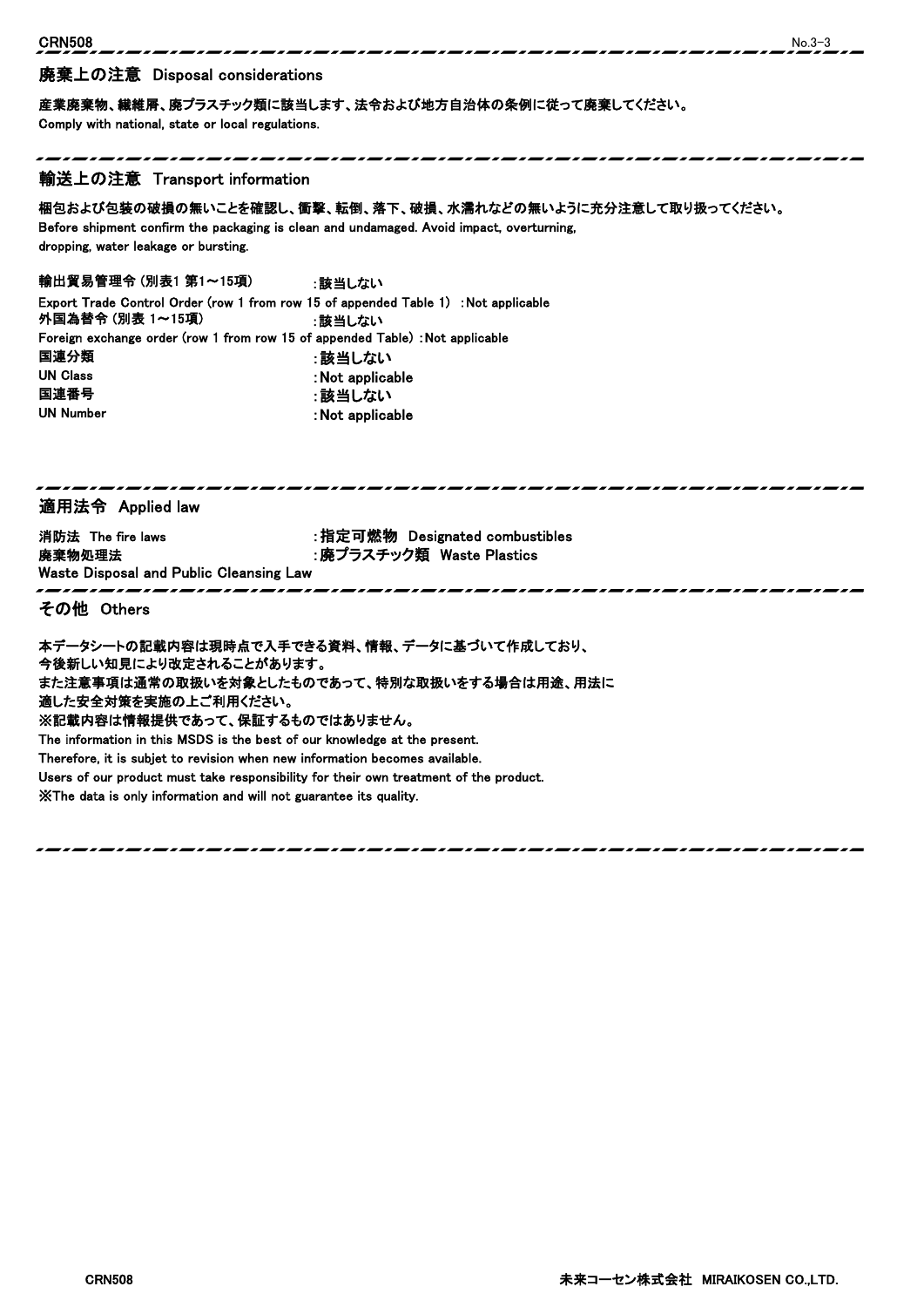## 廃棄上の注意　Disposal considerations

**産業廃棄物、繊維屑、廃プラスチック類に該当します、法令および地方自治体の条例に従って廃棄してください。**
Comply with national, state or local regulations.

## 輸送上の注意　Transport information

**梱包および包装の破損の無いことを確認し、衝撃、転倒、落下、破損、水濡れなどの無いように充分注意して取り扱ってください。**
Before shipment confirm the packaging is clean and undamaged. Avoid impact, overturning, dropping, water leakage or bursting.

**輸出貿易管理令（別表1 第1～15項）**　：該当しない
Export Trade Control Order (row 1 from row 15 of appended Table 1) ：Not applicable
**外国為替令（別表 1～15項）**　：該当しない
Foreign exchange order (row 1 from row 15 of appended Table) ：Not applicable
**国連分類**　：該当しない
UN Class　：Not applicable
**国連番号**　：該当しない
UN Number　：Not applicable

## 適用法令　Applied law

消防法　The fire laws　：**指定可燃物　Designated combustibles**
**廃棄物処理法**　：**廃プラスチック類　Waste Plastics**
Waste Disposal and Public Cleansing Law

## その他　Others

**本データシートの記載内容は現時点で入手できる資料、情報、データに基づいて作成しており、今後新しい知見により改定されることがあります。**
**また注意事項は通常の取扱いを対象としたものであって、特別な取扱いをする場合は用途、用法に適した安全対策を実施の上ご利用ください。**
**※記載内容は情報提供であって、保証するものではありません。**
The information in this MSDS is the best of our knowledge at the present.
Therefore, it is subjet to revision when new information becomes available.
Users of our product must take responsibility for their own treatment of the product.
※The data is only information and will not guarantee its quality.